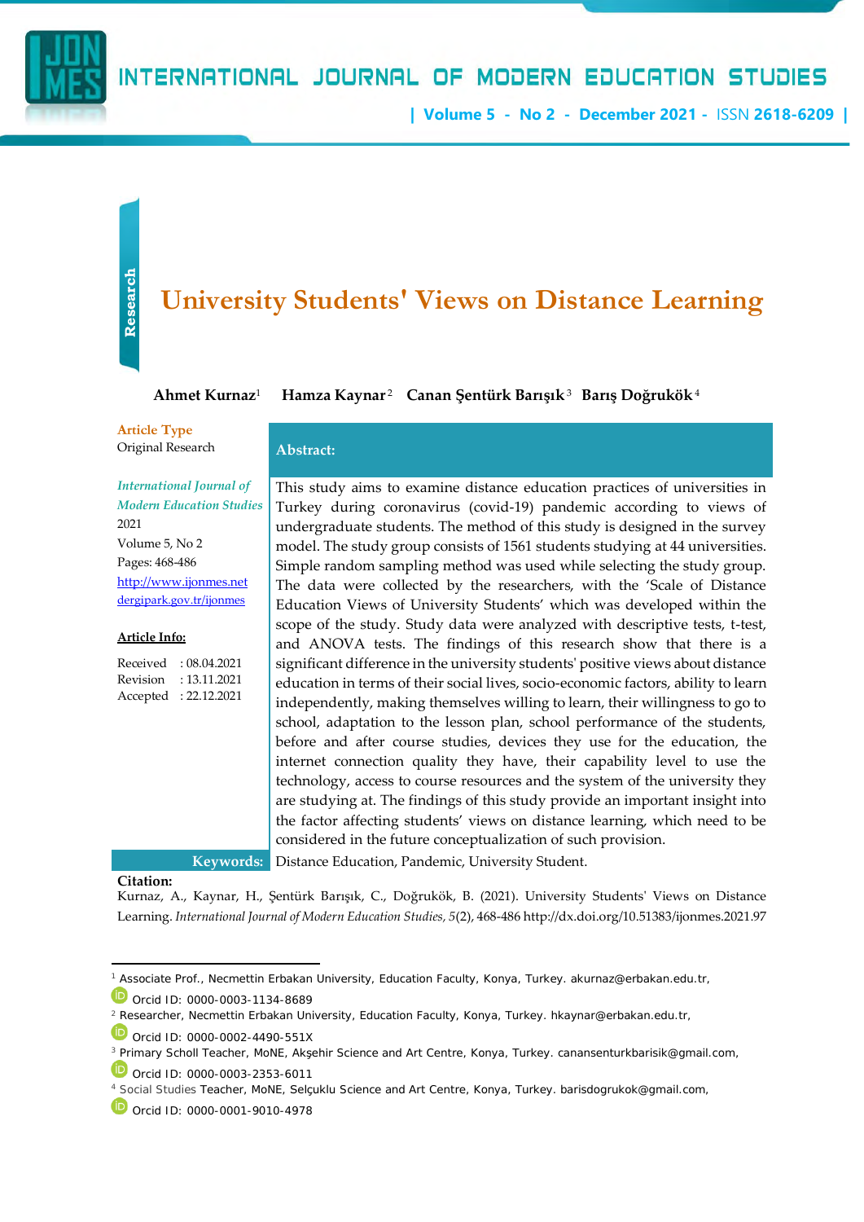# University Students' Views on Distance Learning

**Ahmet Kurnaz**[1] **Hamza Kaynar**[2] **Canan Şentürk Barışık**[3] **Barış Doğrukök**[4]

**Article Type**
Original Research

*International Journal of Modern Education Studies*
2021
Volume 5, No 2
Pages: 468-486
http://www.ijonmes.net
dergipark.gov.tr/ijonmes

**Article Info:**

Received : 08.04.2021
Revision : 13.11.2021
Accepted : 22.12.2021

**Abstract:**

This study aims to examine distance education practices of universities in Turkey during coronavirus (covid-19) pandemic according to views of undergraduate students. The method of this study is designed in the survey model. The study group consists of 1561 students studying at 44 universities. Simple random sampling method was used while selecting the study group. The data were collected by the researchers, with the 'Scale of Distance Education Views of University Students' which was developed within the scope of the study. Study data were analyzed with descriptive tests, t-test, and ANOVA tests. The findings of this research show that there is a significant difference in the university students' positive views about distance education in terms of their social lives, socio-economic factors, ability to learn independently, making themselves willing to learn, their willingness to go to school, adaptation to the lesson plan, school performance of the students, before and after course studies, devices they use for the education, the internet connection quality they have, their capability level to use the technology, access to course resources and the system of the university they are studying at. The findings of this study provide an important insight into the factor affecting students' views on distance learning, which need to be considered in the future conceptualization of such provision.

**Keywords:** Distance Education, Pandemic, University Student.

**Citation:**
Kurnaz, A., Kaynar, H., Şentürk Barışık, C., Doğrukök, B. (2021). University Students' Views on Distance Learning. *International Journal of Modern Education Studies, 5*(2), 468-486 http://dx.doi.org/10.51383/ijonmes.2021.97

---

[1] Associate Prof., Necmettin Erbakan University, Education Faculty, Konya, Turkey. akurnaz@erbakan.edu.tr,
Orcid ID: 0000-0003-1134-8689

[2] Researcher, Necmettin Erbakan University, Education Faculty, Konya, Turkey. hkaynar@erbakan.edu.tr,
Orcid ID: 0000-0002-4490-551X

[3] Primary Scholl Teacher, MoNE, Akşehir Science and Art Centre, Konya, Turkey. canansenturkbarisik@gmail.com,
Orcid ID: 0000-0003-2353-6011

[4] Social Studies Teacher, MoNE, Selçuklu Science and Art Centre, Konya, Turkey. barisdogrukok@gmail.com,
Orcid ID: 0000-0001-9010-4978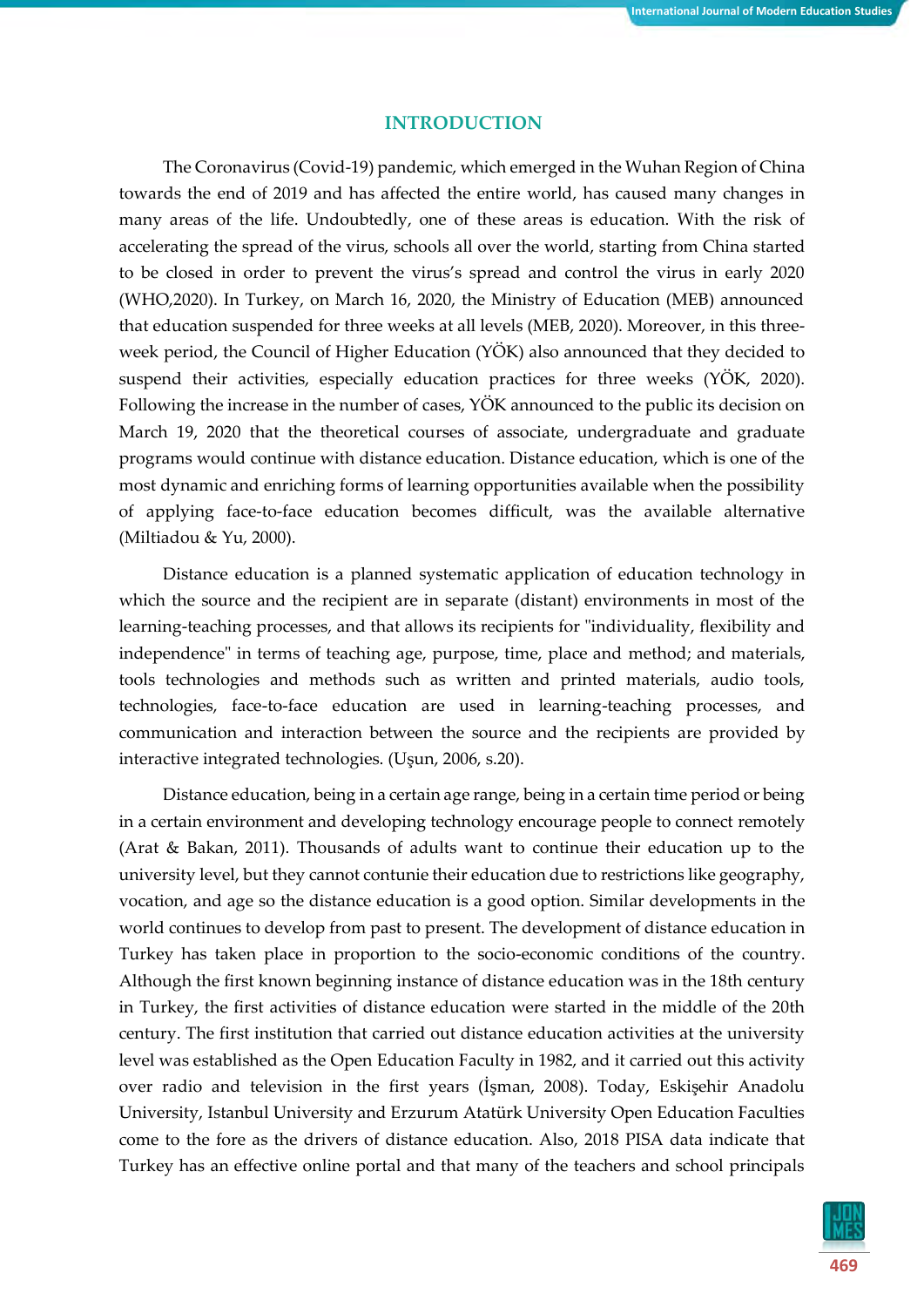## INTRODUCTION

The Coronavirus (Covid-19) pandemic, which emerged in the Wuhan Region of China towards the end of 2019 and has affected the entire world, has caused many changes in many areas of the life. Undoubtedly, one of these areas is education. With the risk of accelerating the spread of the virus, schools all over the world, starting from China started to be closed in order to prevent the virus's spread and control the virus in early 2020 (WHO,2020). In Turkey, on March 16, 2020, the Ministry of Education (MEB) announced that education suspended for three weeks at all levels (MEB, 2020). Moreover, in this three-week period, the Council of Higher Education (YÖK) also announced that they decided to suspend their activities, especially education practices for three weeks (YÖK, 2020). Following the increase in the number of cases, YÖK announced to the public its decision on March 19, 2020 that the theoretical courses of associate, undergraduate and graduate programs would continue with distance education. Distance education, which is one of the most dynamic and enriching forms of learning opportunities available when the possibility of applying face-to-face education becomes difficult, was the available alternative (Miltiadou & Yu, 2000).

Distance education is a planned systematic application of education technology in which the source and the recipient are in separate (distant) environments in most of the learning-teaching processes, and that allows its recipients for "individuality, flexibility and independence" in terms of teaching age, purpose, time, place and method; and materials, tools technologies and methods such as written and printed materials, audio tools, technologies, face-to-face education are used in learning-teaching processes, and communication and interaction between the source and the recipients are provided by interactive integrated technologies. (Uşun, 2006, s.20).

Distance education, being in a certain age range, being in a certain time period or being in a certain environment and developing technology encourage people to connect remotely (Arat & Bakan, 2011). Thousands of adults want to continue their education up to the university level, but they cannot contunie their education due to restrictions like geography, vocation, and age so the distance education is a good option. Similar developments in the world continues to develop from past to present. The development of distance education in Turkey has taken place in proportion to the socio-economic conditions of the country. Although the first known beginning instance of distance education was in the 18th century in Turkey, the first activities of distance education were started in the middle of the 20th century. The first institution that carried out distance education activities at the university level was established as the Open Education Faculty in 1982, and it carried out this activity over radio and television in the first years (İşman, 2008). Today, Eskişehir Anadolu University, Istanbul University and Erzurum Atatürk University Open Education Faculties come to the fore as the drivers of distance education. Also, 2018 PISA data indicate that Turkey has an effective online portal and that many of the teachers and school principals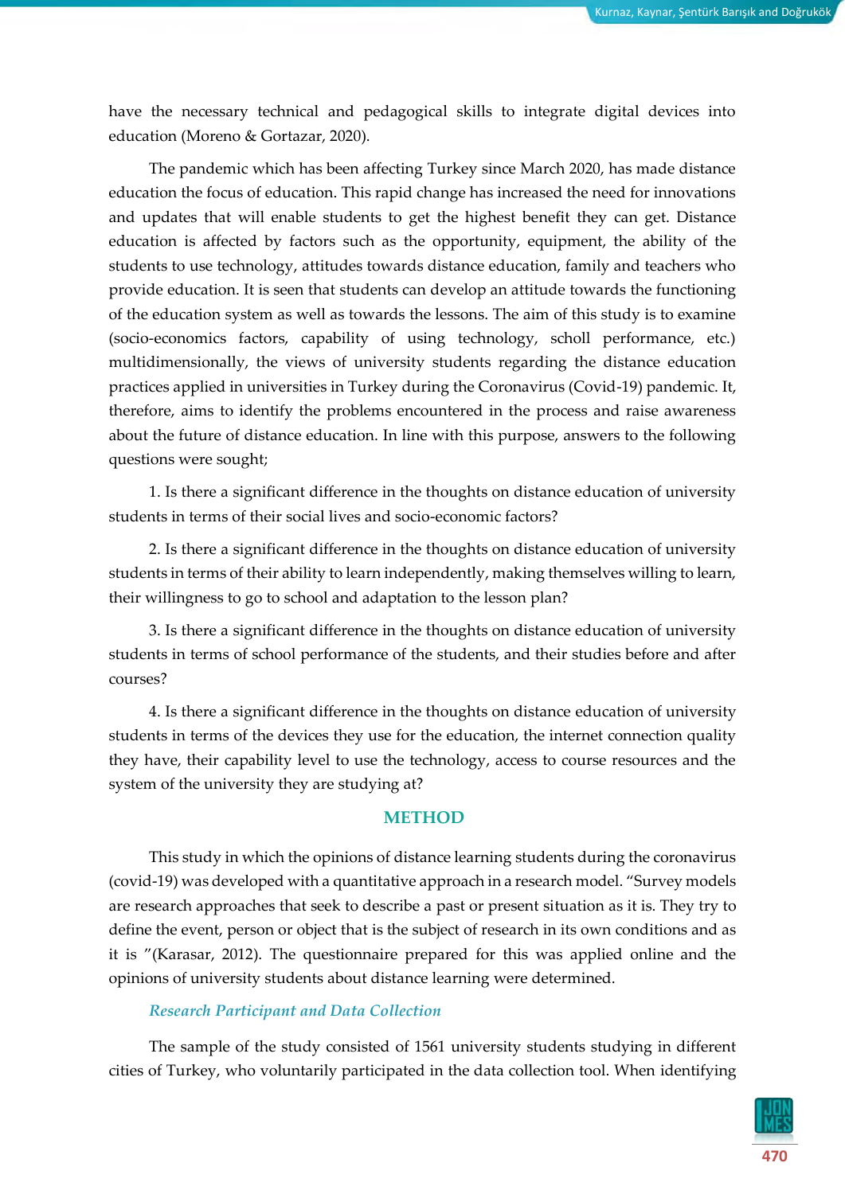have the necessary technical and pedagogical skills to integrate digital devices into education (Moreno & Gortazar, 2020).

The pandemic which has been affecting Turkey since March 2020, has made distance education the focus of education. This rapid change has increased the need for innovations and updates that will enable students to get the highest benefit they can get. Distance education is affected by factors such as the opportunity, equipment, the ability of the students to use technology, attitudes towards distance education, family and teachers who provide education. It is seen that students can develop an attitude towards the functioning of the education system as well as towards the lessons. The aim of this study is to examine (socio-economics factors, capability of using technology, scholl performance, etc.) multidimensionally, the views of university students regarding the distance education practices applied in universities in Turkey during the Coronavirus (Covid-19) pandemic. It, therefore, aims to identify the problems encountered in the process and raise awareness about the future of distance education. In line with this purpose, answers to the following questions were sought;

1. Is there a significant difference in the thoughts on distance education of university students in terms of their social lives and socio-economic factors?

2. Is there a significant difference in the thoughts on distance education of university students in terms of their ability to learn independently, making themselves willing to learn, their willingness to go to school and adaptation to the lesson plan?

3. Is there a significant difference in the thoughts on distance education of university students in terms of school performance of the students, and their studies before and after courses?

4. Is there a significant difference in the thoughts on distance education of university students in terms of the devices they use for the education, the internet connection quality they have, their capability level to use the technology, access to course resources and the system of the university they are studying at?

## METHOD

This study in which the opinions of distance learning students during the coronavirus (covid-19) was developed with a quantitative approach in a research model. "Survey models are research approaches that seek to describe a past or present situation as it is. They try to define the event, person or object that is the subject of research in its own conditions and as it is "(Karasar, 2012). The questionnaire prepared for this was applied online and the opinions of university students about distance learning were determined.

### *Research Participant and Data Collection*

The sample of the study consisted of 1561 university students studying in different cities of Turkey, who voluntarily participated in the data collection tool. When identifying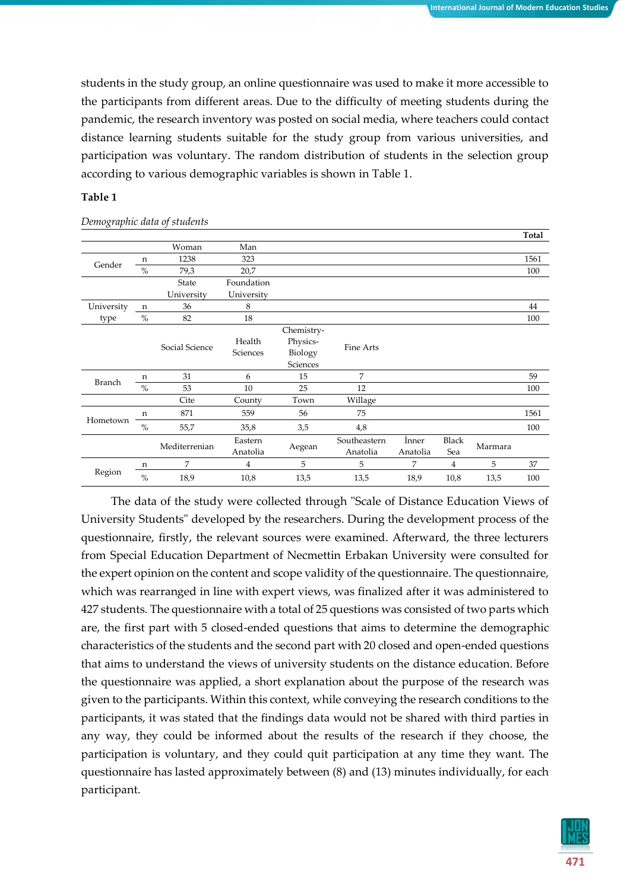students in the study group, an online questionnaire was used to make it more accessible to the participants from different areas. Due to the difficulty of meeting students during the pandemic, the research inventory was posted on social media, where teachers could contact distance learning students suitable for the study group from various universities, and participation was voluntary. The random distribution of students in the selection group according to various demographic variables is shown in Table 1.

**Table 1**

*Demographic data of students*

| | | | | | | | | | Total |
|---|---|---|---|---|---|---|---|---|---|
| | | Woman | Man | | | | | | |
| Gender | n | 1238 | 323 | | | | | | 1561 |
| | % | 79,3 | 20,7 | | | | | | 100 |
| | | State University | Foundation University | | | | | | |
| University type | n | 36 | 8 | | | | | | 44 |
| | % | 82 | 18 | | | | | | 100 |
| | | Social Science | Health Sciences | Chemistry-Physics-Biology Sciences | Fine Arts | | | | |
| Branch | n | 31 | 6 | 15 | 7 | | | | 59 |
| | % | 53 | 10 | 25 | 12 | | | | 100 |
| | | Cite | County | Town | Willage | | | | |
| Hometown | n | 871 | 559 | 56 | 75 | | | | 1561 |
| | % | 55,7 | 35,8 | 3,5 | 4,8 | | | | 100 |
| | | Mediterrenian | Eastern Anatolia | Aegean | Southeastern Anatolia | İnner Anatolia | Black Sea | Marmara | |
| Region | n | 7 | 4 | 5 | 5 | 7 | 4 | 5 | 37 |
| | % | 18,9 | 10,8 | 13,5 | 13,5 | 18,9 | 10,8 | 13,5 | 100 |

The data of the study were collected through "Scale of Distance Education Views of University Students" developed by the researchers. During the development process of the questionnaire, firstly, the relevant sources were examined. Afterward, the three lecturers from Special Education Department of Necmettin Erbakan University were consulted for the expert opinion on the content and scope validity of the questionnaire. The questionnaire, which was rearranged in line with expert views, was finalized after it was administered to 427 students. The questionnaire with a total of 25 questions was consisted of two parts which are, the first part with 5 closed-ended questions that aims to determine the demographic characteristics of the students and the second part with 20 closed and open-ended questions that aims to understand the views of university students on the distance education. Before the questionnaire was applied, a short explanation about the purpose of the research was given to the participants. Within this context, while conveying the research conditions to the participants, it was stated that the findings data would not be shared with third parties in any way, they could be informed about the results of the research if they choose, the participation is voluntary, and they could quit participation at any time they want. The questionnaire has lasted approximately between (8) and (13) minutes individually, for each participant.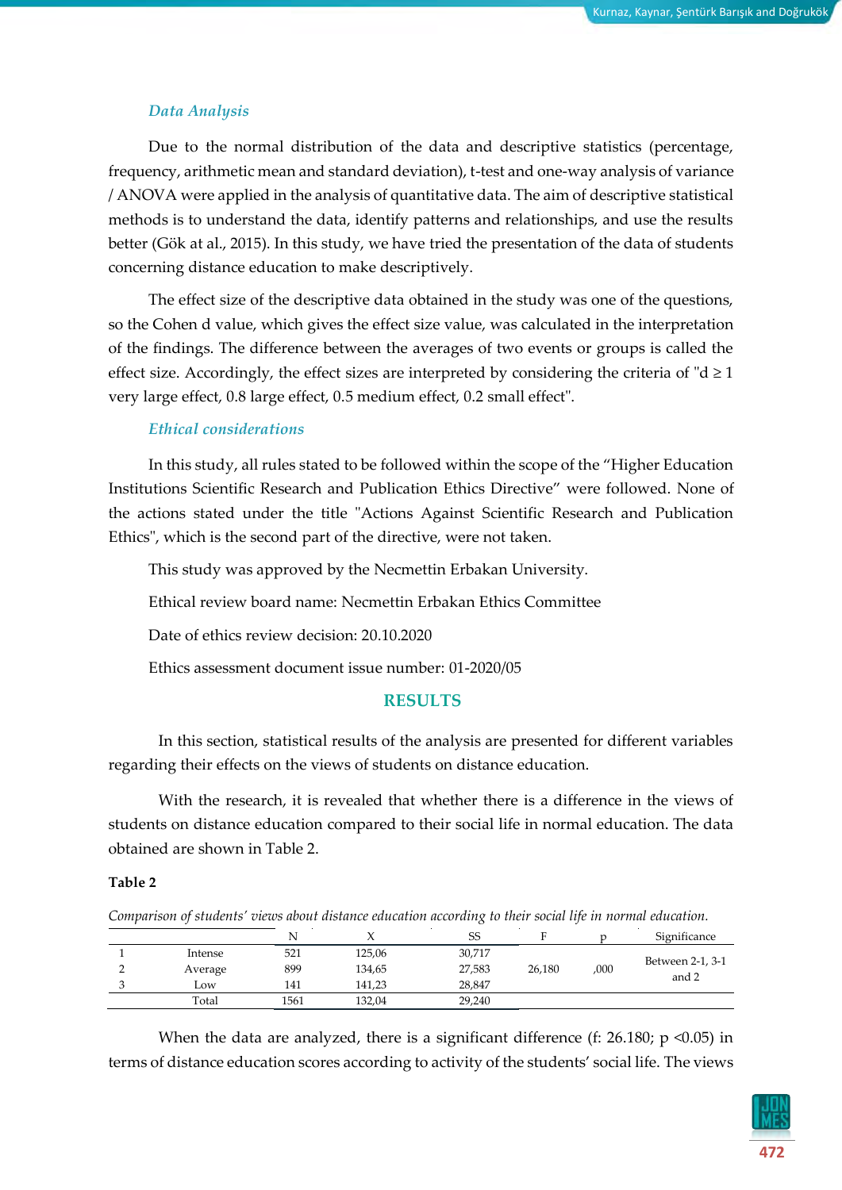### *Data Analysis*

Due to the normal distribution of the data and descriptive statistics (percentage, frequency, arithmetic mean and standard deviation), t-test and one-way analysis of variance / ANOVA were applied in the analysis of quantitative data. The aim of descriptive statistical methods is to understand the data, identify patterns and relationships, and use the results better (Gök at al., 2015). In this study, we have tried the presentation of the data of students concerning distance education to make descriptively.

The effect size of the descriptive data obtained in the study was one of the questions, so the Cohen d value, which gives the effect size value, was calculated in the interpretation of the findings. The difference between the averages of two events or groups is called the effect size. Accordingly, the effect sizes are interpreted by considering the criteria of "d ≥ 1 very large effect, 0.8 large effect, 0.5 medium effect, 0.2 small effect".

### *Ethical considerations*

In this study, all rules stated to be followed within the scope of the "Higher Education Institutions Scientific Research and Publication Ethics Directive" were followed. None of the actions stated under the title "Actions Against Scientific Research and Publication Ethics", which is the second part of the directive, were not taken.

This study was approved by the Necmettin Erbakan University.

Ethical review board name: Necmettin Erbakan Ethics Committee

Date of ethics review decision: 20.10.2020

Ethics assessment document issue number: 01-2020/05

## RESULTS

In this section, statistical results of the analysis are presented for different variables regarding their effects on the views of students on distance education.

With the research, it is revealed that whether there is a difference in the views of students on distance education compared to their social life in normal education. The data obtained are shown in Table 2.

**Table 2**

*Comparison of students' views about distance education according to their social life in normal education.*

| | | N | X | SS | F | p | Significance |
|---|---|---|---|---|---|---|---|
| 1 | Intense | 521 | 125,06 | 30,717 | 26,180 | ,000 | Between 2-1, 3-1 and 2 |
| 2 | Average | 899 | 134,65 | 27,583 | | | |
| 3 | Low | 141 | 141,23 | 28,847 | | | |
| | Total | 1561 | 132,04 | 29,240 | | | |

When the data are analyzed, there is a significant difference (f: 26.180; p <0.05) in terms of distance education scores according to activity of the students' social life. The views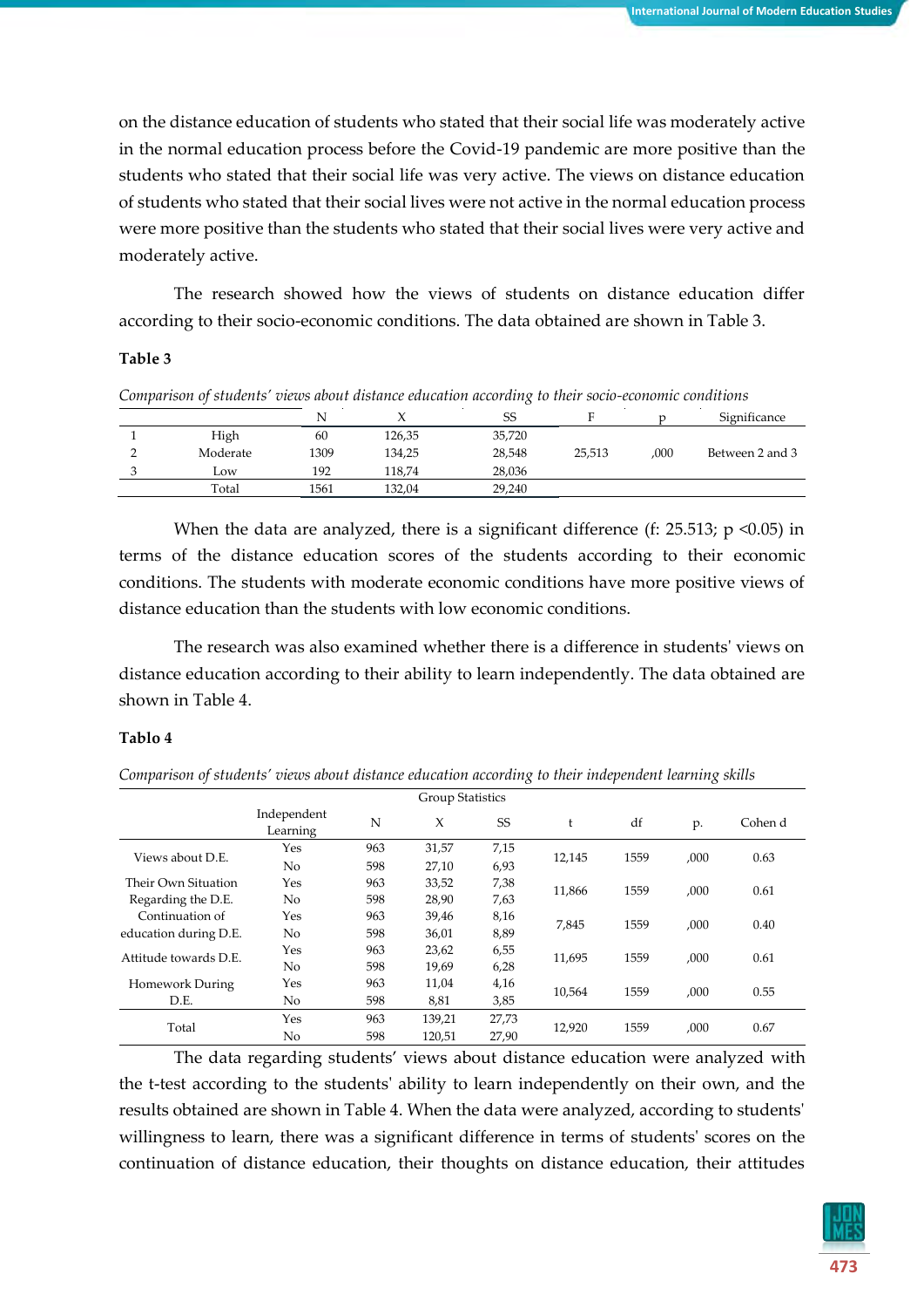on the distance education of students who stated that their social life was moderately active in the normal education process before the Covid-19 pandemic are more positive than the students who stated that their social life was very active. The views on distance education of students who stated that their social lives were not active in the normal education process were more positive than the students who stated that their social lives were very active and moderately active.

The research showed how the views of students on distance education differ according to their socio-economic conditions. The data obtained are shown in Table 3.

**Table 3**

*Comparison of students' views about distance education according to their socio-economic conditions*

| | | N | X | SS | F | p | Significance |
|---|---|---|---|---|---|---|---|
| 1 | High | 60 | 126,35 | 35,720 | | | |
| 2 | Moderate | 1309 | 134,25 | 28,548 | 25,513 | ,000 | Between 2 and 3 |
| 3 | Low | 192 | 118,74 | 28,036 | | | |
| | Total | 1561 | 132,04 | 29,240 | | | |

When the data are analyzed, there is a significant difference (f: 25.513; $p < 0.05$) in terms of the distance education scores of the students according to their economic conditions. The students with moderate economic conditions have more positive views of distance education than the students with low economic conditions.

The research was also examined whether there is a difference in students' views on distance education according to their ability to learn independently. The data obtained are shown in Table 4.

**Tablo 4**

*Comparison of students' views about distance education according to their independent learning skills*

| Group Statistics | | | | | | | | |
|---|---|---|---|---|---|---|---|---|
| | Independent Learning | N | X | SS | t | df | p. | Cohen d |
| Views about D.E. | Yes | 963 | 31,57 | 7,15 | 12,145 | 1559 | ,000 | 0.63 |
| | No | 598 | 27,10 | 6,93 | | | | |
| Their Own Situation Regarding the D.E. | Yes | 963 | 33,52 | 7,38 | 11,866 | 1559 | ,000 | 0.61 |
| | No | 598 | 28,90 | 7,63 | | | | |
| Continuation of education during D.E. | Yes | 963 | 39,46 | 8,16 | 7,845 | 1559 | ,000 | 0.40 |
| | No | 598 | 36,01 | 8,89 | | | | |
| Attitude towards D.E. | Yes | 963 | 23,62 | 6,55 | 11,695 | 1559 | ,000 | 0.61 |
| | No | 598 | 19,69 | 6,28 | | | | |
| Homework During D.E. | Yes | 963 | 11,04 | 4,16 | 10,564 | 1559 | ,000 | 0.55 |
| | No | 598 | 8,81 | 3,85 | | | | |
| Total | Yes | 963 | 139,21 | 27,73 | 12,920 | 1559 | ,000 | 0.67 |
| | No | 598 | 120,51 | 27,90 | | | | |

The data regarding students' views about distance education were analyzed with the t-test according to the students' ability to learn independently on their own, and the results obtained are shown in Table 4. When the data were analyzed, according to students' willingness to learn, there was a significant difference in terms of students' scores on the continuation of distance education, their thoughts on distance education, their attitudes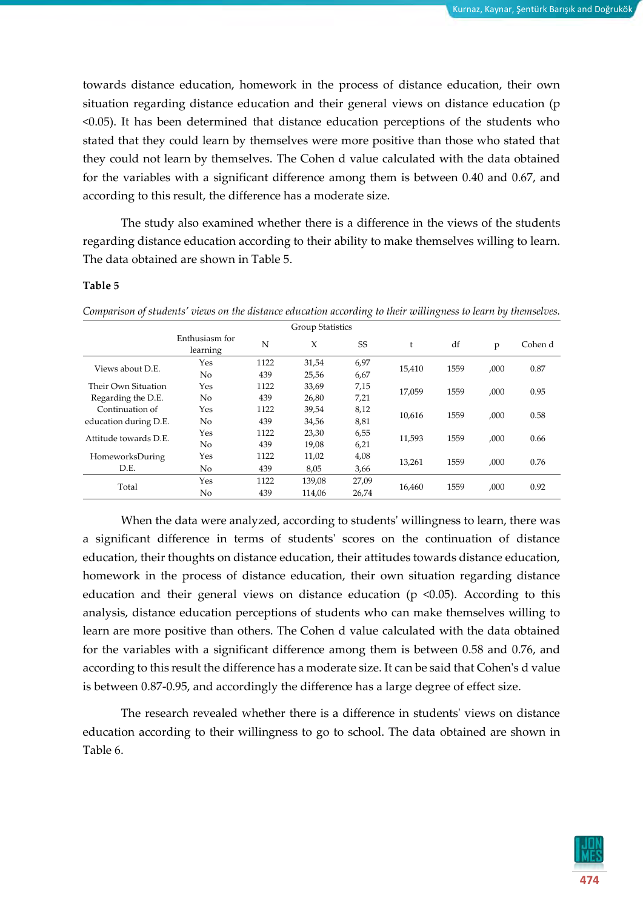towards distance education, homework in the process of distance education, their own situation regarding distance education and their general views on distance education ($p < 0.05$). It has been determined that distance education perceptions of the students who stated that they could learn by themselves were more positive than those who stated that they could not learn by themselves. The Cohen d value calculated with the data obtained for the variables with a significant difference among them is between 0.40 and 0.67, and according to this result, the difference has a moderate size.

The study also examined whether there is a difference in the views of the students regarding distance education according to their ability to make themselves willing to learn. The data obtained are shown in Table 5.

**Table 5**

*Comparison of students' views on the distance education according to their willingness to learn by themselves.*

| Group Statistics | | | | | | | | |
|---|---|---|---|---|---|---|---|---|
| | Enthusiasm for learning | N | X | SS | t | df | p | Cohen d |
| Views about D.E. | Yes | 1122 | 31,54 | 6,97 | 15,410 | 1559 | ,000 | 0.87 |
| | No | 439 | 25,56 | 6,67 | | | | |
| Their Own Situation Regarding the D.E. | Yes | 1122 | 33,69 | 7,15 | 17,059 | 1559 | ,000 | 0.95 |
| | No | 439 | 26,80 | 7,21 | | | | |
| Continuation of education during D.E. | Yes | 1122 | 39,54 | 8,12 | 10,616 | 1559 | ,000 | 0.58 |
| | No | 439 | 34,56 | 8,81 | | | | |
| Attitude towards D.E. | Yes | 1122 | 23,30 | 6,55 | 11,593 | 1559 | ,000 | 0.66 |
| | No | 439 | 19,08 | 6,21 | | | | |
| HomeworksDuring D.E. | Yes | 1122 | 11,02 | 4,08 | 13,261 | 1559 | ,000 | 0.76 |
| | No | 439 | 8,05 | 3,66 | | | | |
| Total | Yes | 1122 | 139,08 | 27,09 | 16,460 | 1559 | ,000 | 0.92 |
| | No | 439 | 114,06 | 26,74 | | | | |

When the data were analyzed, according to students' willingness to learn, there was a significant difference in terms of students' scores on the continuation of distance education, their thoughts on distance education, their attitudes towards distance education, homework in the process of distance education, their own situation regarding distance education and their general views on distance education ($p < 0.05$). According to this analysis, distance education perceptions of students who can make themselves willing to learn are more positive than others. The Cohen d value calculated with the data obtained for the variables with a significant difference among them is between 0.58 and 0.76, and according to this result the difference has a moderate size. It can be said that Cohen's d value is between 0.87-0.95, and accordingly the difference has a large degree of effect size.

The research revealed whether there is a difference in students' views on distance education according to their willingness to go to school. The data obtained are shown in Table 6.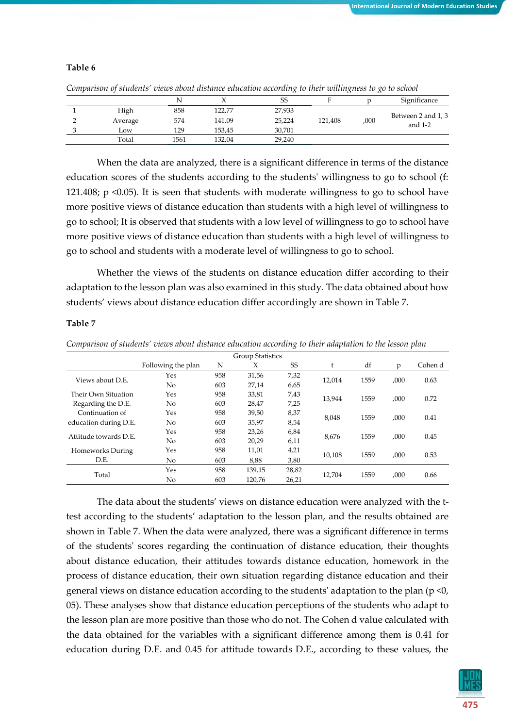**Table 6**

*Comparison of students' views about distance education according to their willingness to go to school*

| | | N | X | SS | F | p | Significance |
|---|---|---|---|---|---|---|---|
| 1 | High | 858 | 122,77 | 27,933 | | | |
| 2 | Average | 574 | 141,09 | 25,224 | 121,408 | ,000 | Between 2 and 1, 3 and 1-2 |
| 3 | Low | 129 | 153,45 | 30,701 | | | |
| | Total | 1561 | 132,04 | 29,240 | | | |

When the data are analyzed, there is a significant difference in terms of the distance education scores of the students according to the students' willingness to go to school (f: 121.408; p <0.05). It is seen that students with moderate willingness to go to school have more positive views of distance education than students with a high level of willingness to go to school; It is observed that students with a low level of willingness to go to school have more positive views of distance education than students with a high level of willingness to go to school and students with a moderate level of willingness to go to school.

Whether the views of the students on distance education differ according to their adaptation to the lesson plan was also examined in this study. The data obtained about how students' views about distance education differ accordingly are shown in Table 7.

**Table 7**

*Comparison of students' views about distance education according to their adaptation to the lesson plan*

| | Group Statistics | | | | | | | |
|---|---|---|---|---|---|---|---|---|
| | Following the plan | N | X | SS | t | df | p | Cohen d |
| Views about D.E. | Yes | 958 | 31,56 | 7,32 | 12,014 | 1559 | ,000 | 0.63 |
| | No | 603 | 27,14 | 6,65 | | | | |
| Their Own Situation Regarding the D.E. | Yes | 958 | 33,81 | 7,43 | 13,944 | 1559 | ,000 | 0.72 |
| | No | 603 | 28,47 | 7,25 | | | | |
| Continuation of education during D.E. | Yes | 958 | 39,50 | 8,37 | 8,048 | 1559 | ,000 | 0.41 |
| | No | 603 | 35,97 | 8,54 | | | | |
| Attitude towards D.E. | Yes | 958 | 23,26 | 6,84 | 8,676 | 1559 | ,000 | 0.45 |
| | No | 603 | 20,29 | 6,11 | | | | |
| Homeworks During D.E. | Yes | 958 | 11,01 | 4,21 | 10,108 | 1559 | ,000 | 0.53 |
| | No | 603 | 8,88 | 3,80 | | | | |
| Total | Yes | 958 | 139,15 | 28,82 | 12,704 | 1559 | ,000 | 0.66 |
| | No | 603 | 120,76 | 26,21 | | | | |

The data about the students' views on distance education were analyzed with the t-test according to the students' adaptation to the lesson plan, and the results obtained are shown in Table 7. When the data were analyzed, there was a significant difference in terms of the students' scores regarding the continuation of distance education, their thoughts about distance education, their attitudes towards distance education, homework in the process of distance education, their own situation regarding distance education and their general views on distance education according to the students' adaptation to the plan (p <0, 05). These analyses show that distance education perceptions of the students who adapt to the lesson plan are more positive than those who do not. The Cohen d value calculated with the data obtained for the variables with a significant difference among them is 0.41 for education during D.E. and 0.45 for attitude towards D.E., according to these values, the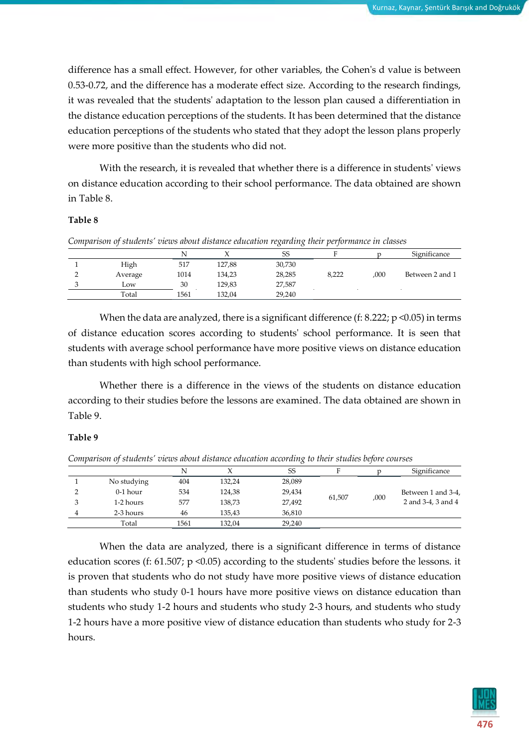difference has a small effect. However, for other variables, the Cohen's d value is between 0.53-0.72, and the difference has a moderate effect size. According to the research findings, it was revealed that the students' adaptation to the lesson plan caused a differentiation in the distance education perceptions of the students. It has been determined that the distance education perceptions of the students who stated that they adopt the lesson plans properly were more positive than the students who did not.

With the research, it is revealed that whether there is a difference in students' views on distance education according to their school performance. The data obtained are shown in Table 8.

**Table 8**

*Comparison of students' views about distance education regarding their performance in classes*

| | | N | X | SS | F | p | Significance |
|---|---|---|---|---|---|---|---|
| 1 | High | 517 | 127,88 | 30,730 | | | |
| 2 | Average | 1014 | 134,23 | 28,285 | 8,222 | ,000 | Between 2 and 1 |
| 3 | Low | 30 | 129,83 | 27,587 | | | |
| | Total | 1561 | 132,04 | 29,240 | | | |

When the data are analyzed, there is a significant difference (f: 8.222; p <0.05) in terms of distance education scores according to students' school performance. It is seen that students with average school performance have more positive views on distance education than students with high school performance.

Whether there is a difference in the views of the students on distance education according to their studies before the lessons are examined. The data obtained are shown in Table 9.

**Table 9**

*Comparison of students' views about distance education according to their studies before courses*

| | | N | X | SS | F | p | Significance |
|---|---|---|---|---|---|---|---|
| 1 | No studying | 404 | 132,24 | 28,089 | | | |
| 2 | 0-1 hour | 534 | 124,38 | 29,434 | 61,507 | ,000 | Between 1 and 3-4, 2 and 3-4, 3 and 4 |
| 3 | 1-2 hours | 577 | 138,73 | 27,492 | | | |
| 4 | 2-3 hours | 46 | 135,43 | 36,810 | | | |
| | Total | 1561 | 132,04 | 29,240 | | | |

When the data are analyzed, there is a significant difference in terms of distance education scores (f: 61.507; p <0.05) according to the students' studies before the lessons. it is proven that students who do not study have more positive views of distance education than students who study 0-1 hours have more positive views on distance education than students who study 1-2 hours and students who study 2-3 hours, and students who study 1-2 hours have a more positive view of distance education than students who study for 2-3 hours.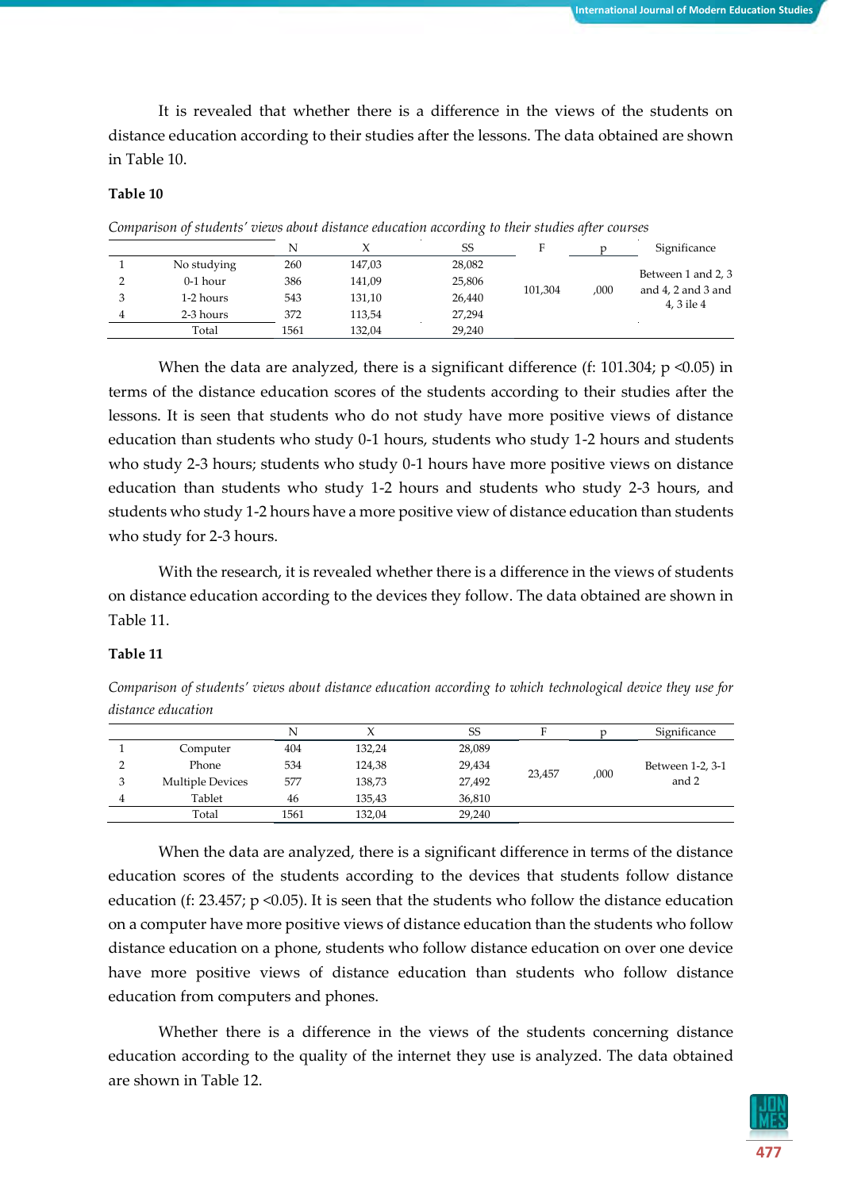It is revealed that whether there is a difference in the views of the students on distance education according to their studies after the lessons. The data obtained are shown in Table 10.

**Table 10**

*Comparison of students' views about distance education according to their studies after courses*

| | | N | X | SS | F | p | Significance |
|---|---|---|---|---|---|---|---|
| 1 | No studying | 260 | 147,03 | 28,082 | 101,304 | ,000 | Between 1 and 2, 3 and 4, 2 and 3 and 4, 3 ile 4 |
| 2 | 0-1 hour | 386 | 141,09 | 25,806 | | | |
| 3 | 1-2 hours | 543 | 131,10 | 26,440 | | | |
| 4 | 2-3 hours | 372 | 113,54 | 27,294 | | | |
| | Total | 1561 | 132,04 | 29,240 | | | |

When the data are analyzed, there is a significant difference (f: 101.304; $p < 0.05$) in terms of the distance education scores of the students according to their studies after the lessons. It is seen that students who do not study have more positive views of distance education than students who study 0-1 hours, students who study 1-2 hours and students who study 2-3 hours; students who study 0-1 hours have more positive views on distance education than students who study 1-2 hours and students who study 2-3 hours, and students who study 1-2 hours have a more positive view of distance education than students who study for 2-3 hours.

With the research, it is revealed whether there is a difference in the views of students on distance education according to the devices they follow. The data obtained are shown in Table 11.

**Table 11**

*Comparison of students' views about distance education according to which technological device they use for distance education*

| | | N | X | SS | F | p | Significance |
|---|---|---|---|---|---|---|---|
| 1 | Computer | 404 | 132,24 | 28,089 | 23,457 | ,000 | Between 1-2, 3-1 and 2 |
| 2 | Phone | 534 | 124,38 | 29,434 | | | |
| 3 | Multiple Devices | 577 | 138,73 | 27,492 | | | |
| 4 | Tablet | 46 | 135,43 | 36,810 | | | |
| | Total | 1561 | 132,04 | 29,240 | | | |

When the data are analyzed, there is a significant difference in terms of the distance education scores of the students according to the devices that students follow distance education (f: 23.457; $p < 0.05$). It is seen that the students who follow the distance education on a computer have more positive views of distance education than the students who follow distance education on a phone, students who follow distance education on over one device have more positive views of distance education than students who follow distance education from computers and phones.

Whether there is a difference in the views of the students concerning distance education according to the quality of the internet they use is analyzed. The data obtained are shown in Table 12.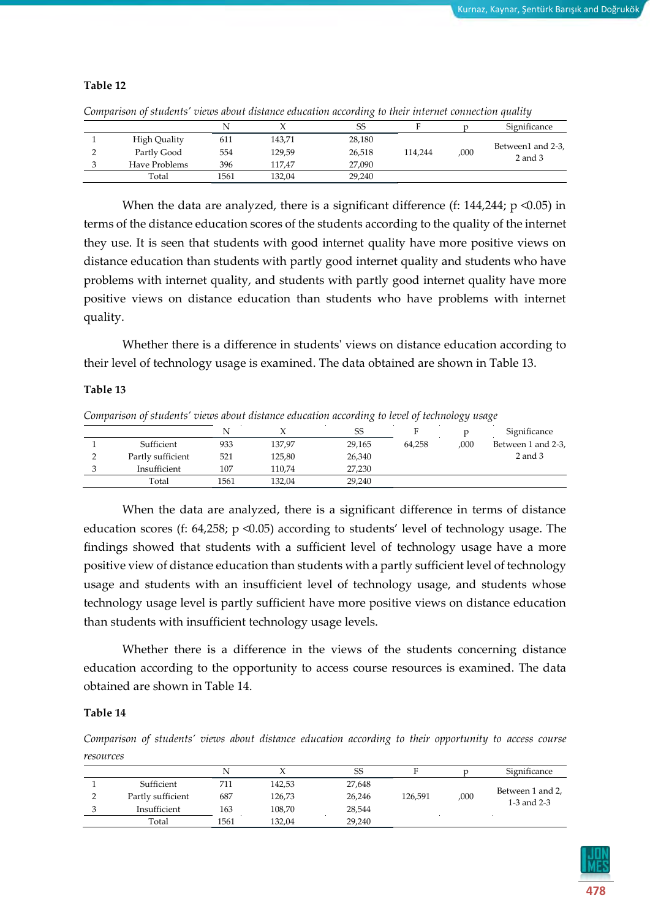**Table 12**

*Comparison of students' views about distance education according to their internet connection quality*

| | | N | X | SS | F | p | Significance |
|---|---|---|---|---|---|---|---|
| 1 | High Quality | 611 | 143,71 | 28,180 | | | |
| 2 | Partly Good | 554 | 129,59 | 26,518 | 114,244 | ,000 | Between1 and 2-3, 2 and 3 |
| 3 | Have Problems | 396 | 117,47 | 27,090 | | | |
| | Total | 1561 | 132,04 | 29,240 | | | |

When the data are analyzed, there is a significant difference (f: 144,244; p <0.05) in terms of the distance education scores of the students according to the quality of the internet they use. It is seen that students with good internet quality have more positive views on distance education than students with partly good internet quality and students who have problems with internet quality, and students with partly good internet quality have more positive views on distance education than students who have problems with internet quality.

Whether there is a difference in students' views on distance education according to their level of technology usage is examined. The data obtained are shown in Table 13.

**Table 13**

*Comparison of students' views about distance education according to level of technology usage*

| | | N | X | SS | F | p | Significance |
|---|---|---|---|---|---|---|---|
| 1 | Sufficient | 933 | 137,97 | 29,165 | 64,258 | ,000 | Between 1 and 2-3, 2 and 3 |
| 2 | Partly sufficient | 521 | 125,80 | 26,340 | | | |
| 3 | Insufficient | 107 | 110,74 | 27,230 | | | |
| | Total | 1561 | 132,04 | 29,240 | | | |

When the data are analyzed, there is a significant difference in terms of distance education scores (f: 64,258; p <0.05) according to students' level of technology usage. The findings showed that students with a sufficient level of technology usage have a more positive view of distance education than students with a partly sufficient level of technology usage and students with an insufficient level of technology usage, and students whose technology usage level is partly sufficient have more positive views on distance education than students with insufficient technology usage levels.

Whether there is a difference in the views of the students concerning distance education according to the opportunity to access course resources is examined. The data obtained are shown in Table 14.

**Table 14**

*Comparison of students' views about distance education according to their opportunity to access course resources*

| | | N | X | SS | F | p | Significance |
|---|---|---|---|---|---|---|---|
| 1 | Sufficient | 711 | 142,53 | 27,648 | | | |
| 2 | Partly sufficient | 687 | 126,73 | 26,246 | 126,591 | ,000 | Between 1 and 2, 1-3 and 2-3 |
| 3 | Insufficient | 163 | 108,70 | 28,544 | | | |
| | Total | 1561 | 132,04 | 29,240 | | | |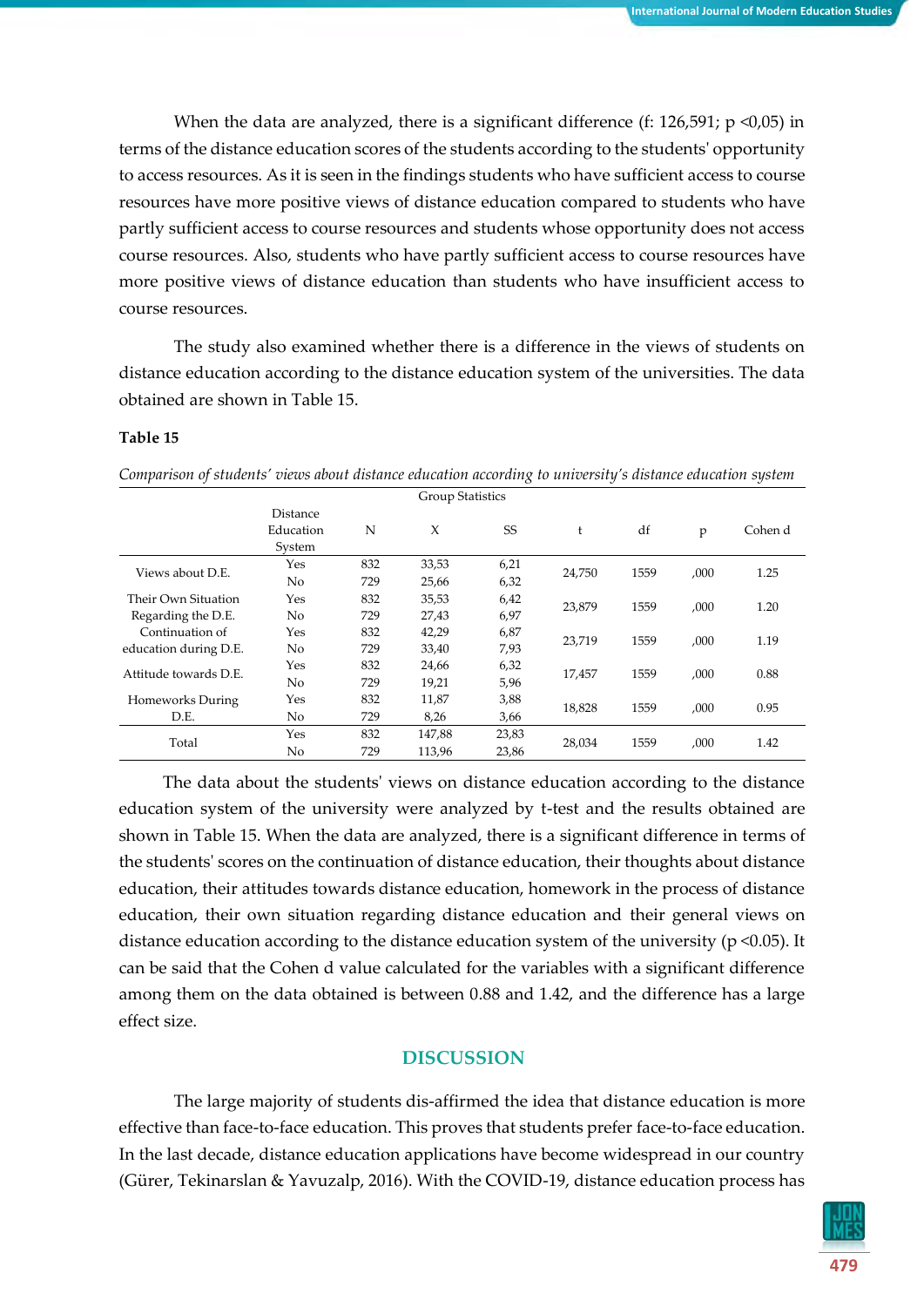When the data are analyzed, there is a significant difference (f: 126,591; p <0,05) in terms of the distance education scores of the students according to the students' opportunity to access resources. As it is seen in the findings students who have sufficient access to course resources have more positive views of distance education compared to students who have partly sufficient access to course resources and students whose opportunity does not access course resources. Also, students who have partly sufficient access to course resources have more positive views of distance education than students who have insufficient access to course resources.

The study also examined whether there is a difference in the views of students on distance education according to the distance education system of the universities. The data obtained are shown in Table 15.

**Table 15**

*Comparison of students' views about distance education according to university's distance education system*

| Group Statistics | | | | | | | | |
|---|---|---|---|---|---|---|---|---|
| | Distance Education System | N | X | SS | t | df | p | Cohen d |
| Views about D.E. | Yes | 832 | 33,53 | 6,21 | 24,750 | 1559 | ,000 | 1.25 |
| | No | 729 | 25,66 | 6,32 | | | | |
| Their Own Situation Regarding the D.E. | Yes | 832 | 35,53 | 6,42 | 23,879 | 1559 | ,000 | 1.20 |
| | No | 729 | 27,43 | 6,97 | | | | |
| Continuation of education during D.E. | Yes | 832 | 42,29 | 6,87 | 23,719 | 1559 | ,000 | 1.19 |
| | No | 729 | 33,40 | 7,93 | | | | |
| Attitude towards D.E. | Yes | 832 | 24,66 | 6,32 | 17,457 | 1559 | ,000 | 0.88 |
| | No | 729 | 19,21 | 5,96 | | | | |
| Homeworks During D.E. | Yes | 832 | 11,87 | 3,88 | 18,828 | 1559 | ,000 | 0.95 |
| | No | 729 | 8,26 | 3,66 | | | | |
| Total | Yes | 832 | 147,88 | 23,83 | 28,034 | 1559 | ,000 | 1.42 |
| | No | 729 | 113,96 | 23,86 | | | | |

The data about the students' views on distance education according to the distance education system of the university were analyzed by t-test and the results obtained are shown in Table 15. When the data are analyzed, there is a significant difference in terms of the students' scores on the continuation of distance education, their thoughts about distance education, their attitudes towards distance education, homework in the process of distance education, their own situation regarding distance education and their general views on distance education according to the distance education system of the university (p <0.05). It can be said that the Cohen d value calculated for the variables with a significant difference among them on the data obtained is between 0.88 and 1.42, and the difference has a large effect size.

## DISCUSSION

The large majority of students dis-affirmed the idea that distance education is more effective than face-to-face education. This proves that students prefer face-to-face education. In the last decade, distance education applications have become widespread in our country (Gürer, Tekinarslan & Yavuzalp, 2016). With the COVID-19, distance education process has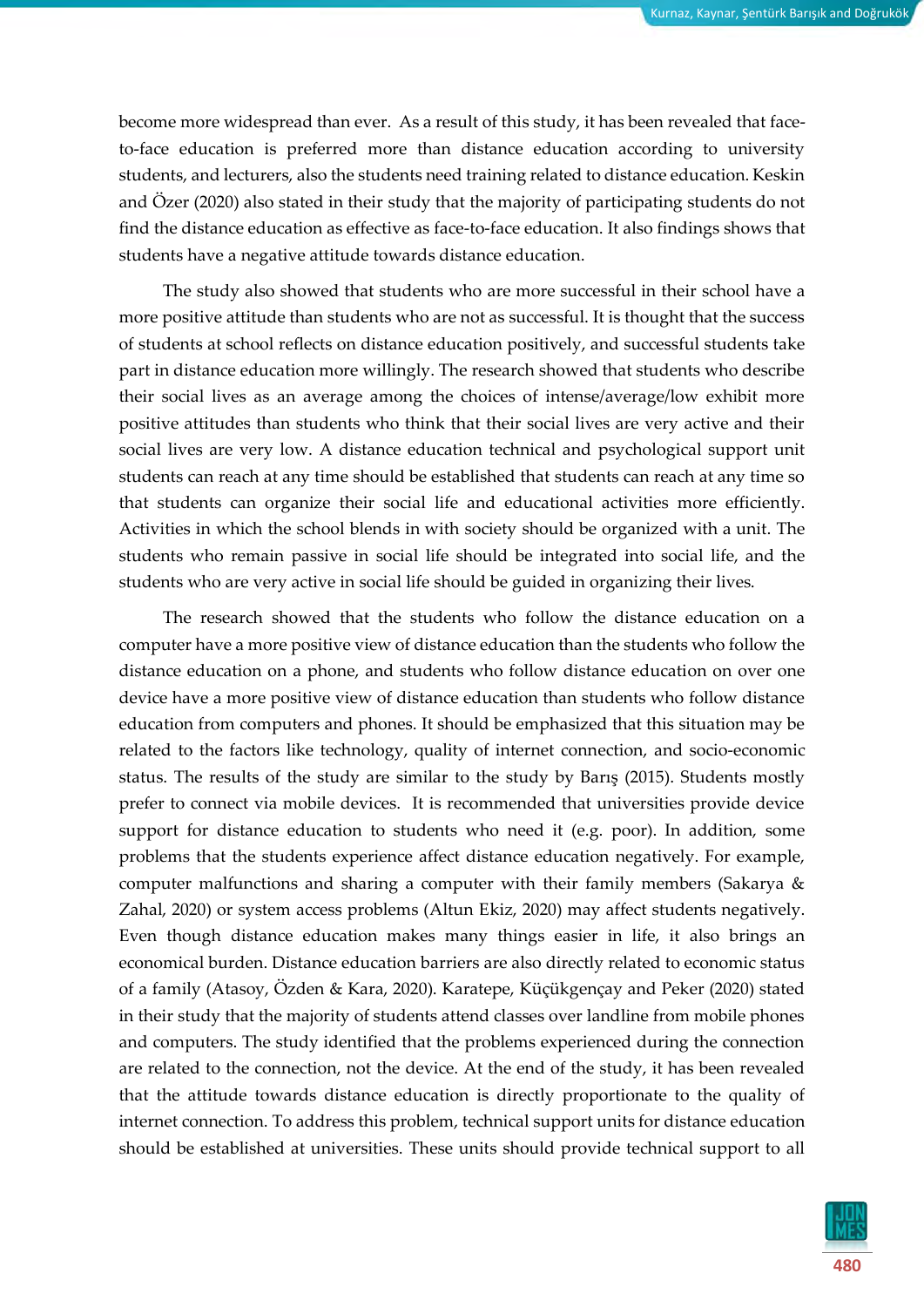become more widespread than ever. As a result of this study, it has been revealed that face-to-face education is preferred more than distance education according to university students, and lecturers, also the students need training related to distance education. Keskin and Özer (2020) also stated in their study that the majority of participating students do not find the distance education as effective as face-to-face education. It also findings shows that students have a negative attitude towards distance education.

The study also showed that students who are more successful in their school have a more positive attitude than students who are not as successful. It is thought that the success of students at school reflects on distance education positively, and successful students take part in distance education more willingly. The research showed that students who describe their social lives as an average among the choices of intense/average/low exhibit more positive attitudes than students who think that their social lives are very active and their social lives are very low. A distance education technical and psychological support unit students can reach at any time should be established that students can reach at any time so that students can organize their social life and educational activities more efficiently. Activities in which the school blends in with society should be organized with a unit. The students who remain passive in social life should be integrated into social life, and the students who are very active in social life should be guided in organizing their lives.

The research showed that the students who follow the distance education on a computer have a more positive view of distance education than the students who follow the distance education on a phone, and students who follow distance education on over one device have a more positive view of distance education than students who follow distance education from computers and phones. It should be emphasized that this situation may be related to the factors like technology, quality of internet connection, and socio-economic status. The results of the study are similar to the study by Barış (2015). Students mostly prefer to connect via mobile devices. It is recommended that universities provide device support for distance education to students who need it (e.g. poor). In addition, some problems that the students experience affect distance education negatively. For example, computer malfunctions and sharing a computer with their family members (Sakarya & Zahal, 2020) or system access problems (Altun Ekiz, 2020) may affect students negatively. Even though distance education makes many things easier in life, it also brings an economical burden. Distance education barriers are also directly related to economic status of a family (Atasoy, Özden & Kara, 2020). Karatepe, Küçükgençay and Peker (2020) stated in their study that the majority of students attend classes over landline from mobile phones and computers. The study identified that the problems experienced during the connection are related to the connection, not the device. At the end of the study, it has been revealed that the attitude towards distance education is directly proportionate to the quality of internet connection. To address this problem, technical support units for distance education should be established at universities. These units should provide technical support to all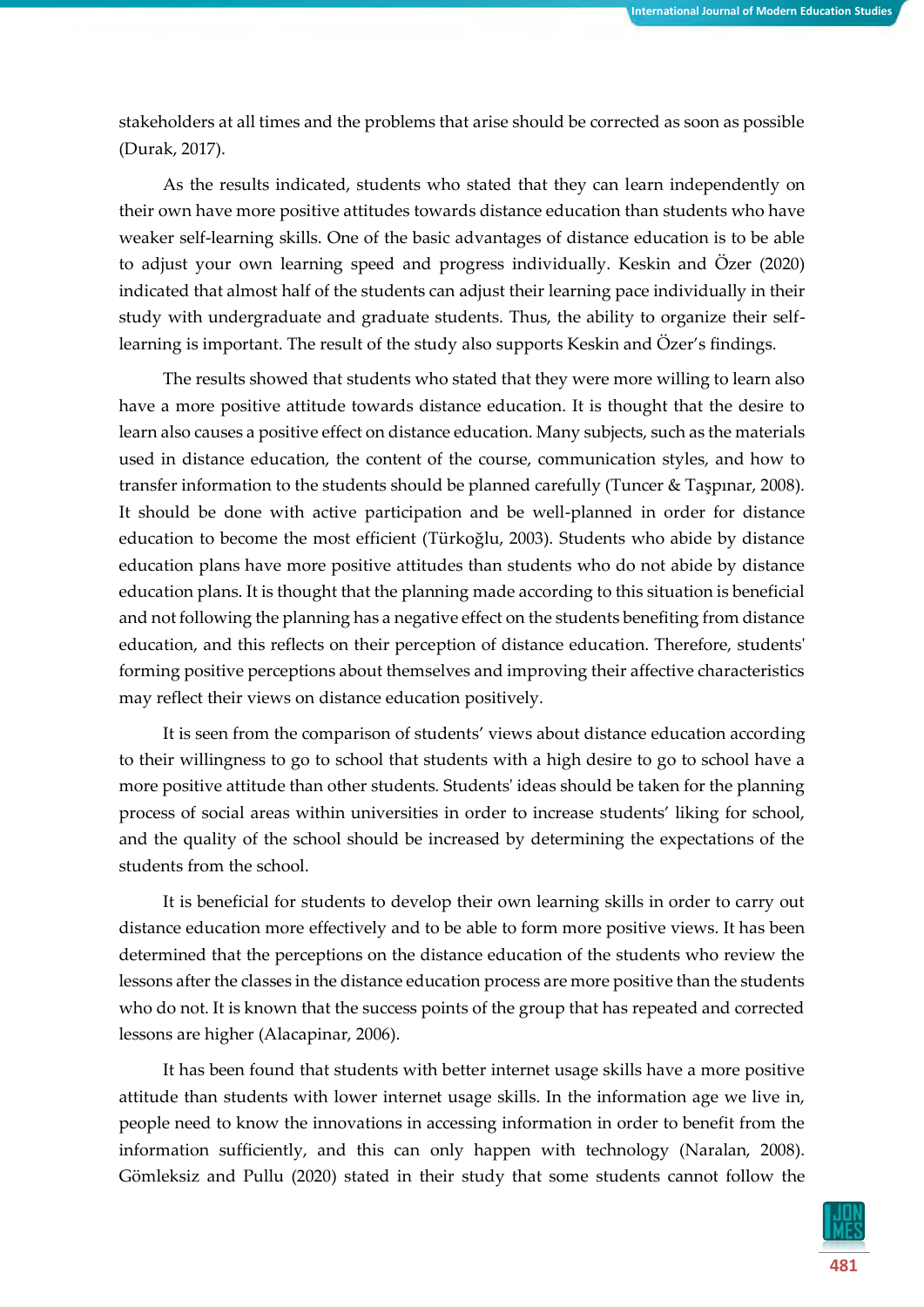stakeholders at all times and the problems that arise should be corrected as soon as possible (Durak, 2017).

As the results indicated, students who stated that they can learn independently on their own have more positive attitudes towards distance education than students who have weaker self-learning skills. One of the basic advantages of distance education is to be able to adjust your own learning speed and progress individually. Keskin and Özer (2020) indicated that almost half of the students can adjust their learning pace individually in their study with undergraduate and graduate students. Thus, the ability to organize their self-learning is important. The result of the study also supports Keskin and Özer's findings.

The results showed that students who stated that they were more willing to learn also have a more positive attitude towards distance education. It is thought that the desire to learn also causes a positive effect on distance education. Many subjects, such as the materials used in distance education, the content of the course, communication styles, and how to transfer information to the students should be planned carefully (Tuncer & Taşpınar, 2008). It should be done with active participation and be well-planned in order for distance education to become the most efficient (Türkoğlu, 2003). Students who abide by distance education plans have more positive attitudes than students who do not abide by distance education plans. It is thought that the planning made according to this situation is beneficial and not following the planning has a negative effect on the students benefiting from distance education, and this reflects on their perception of distance education. Therefore, students' forming positive perceptions about themselves and improving their affective characteristics may reflect their views on distance education positively.

It is seen from the comparison of students' views about distance education according to their willingness to go to school that students with a high desire to go to school have a more positive attitude than other students. Students' ideas should be taken for the planning process of social areas within universities in order to increase students' liking for school, and the quality of the school should be increased by determining the expectations of the students from the school.

It is beneficial for students to develop their own learning skills in order to carry out distance education more effectively and to be able to form more positive views. It has been determined that the perceptions on the distance education of the students who review the lessons after the classes in the distance education process are more positive than the students who do not. It is known that the success points of the group that has repeated and corrected lessons are higher (Alacapinar, 2006).

It has been found that students with better internet usage skills have a more positive attitude than students with lower internet usage skills. In the information age we live in, people need to know the innovations in accessing information in order to benefit from the information sufficiently, and this can only happen with technology (Naralan, 2008). Gömleksiz and Pullu (2020) stated in their study that some students cannot follow the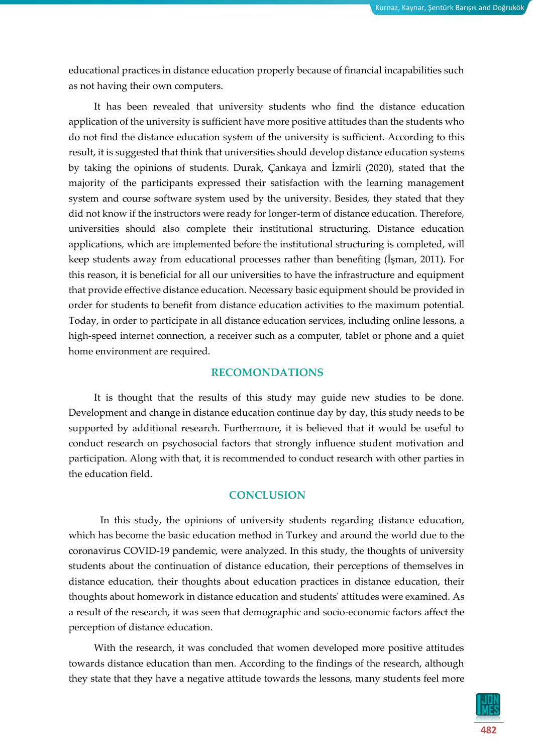educational practices in distance education properly because of financial incapabilities such as not having their own computers.

It has been revealed that university students who find the distance education application of the university is sufficient have more positive attitudes than the students who do not find the distance education system of the university is sufficient. According to this result, it is suggested that think that universities should develop distance education systems by taking the opinions of students. Durak, Çankaya and İzmirli (2020), stated that the majority of the participants expressed their satisfaction with the learning management system and course software system used by the university. Besides, they stated that they did not know if the instructors were ready for longer-term of distance education. Therefore, universities should also complete their institutional structuring. Distance education applications, which are implemented before the institutional structuring is completed, will keep students away from educational processes rather than benefiting (İşman, 2011). For this reason, it is beneficial for all our universities to have the infrastructure and equipment that provide effective distance education. Necessary basic equipment should be provided in order for students to benefit from distance education activities to the maximum potential. Today, in order to participate in all distance education services, including online lessons, a high-speed internet connection, a receiver such as a computer, tablet or phone and a quiet home environment are required.

## RECOMONDATIONS

It is thought that the results of this study may guide new studies to be done. Development and change in distance education continue day by day, this study needs to be supported by additional research. Furthermore, it is believed that it would be useful to conduct research on psychosocial factors that strongly influence student motivation and participation. Along with that, it is recommended to conduct research with other parties in the education field.

## CONCLUSION

In this study, the opinions of university students regarding distance education, which has become the basic education method in Turkey and around the world due to the coronavirus COVID-19 pandemic, were analyzed. In this study, the thoughts of university students about the continuation of distance education, their perceptions of themselves in distance education, their thoughts about education practices in distance education, their thoughts about homework in distance education and students' attitudes were examined. As a result of the research, it was seen that demographic and socio-economic factors affect the perception of distance education.

With the research, it was concluded that women developed more positive attitudes towards distance education than men. According to the findings of the research, although they state that they have a negative attitude towards the lessons, many students feel more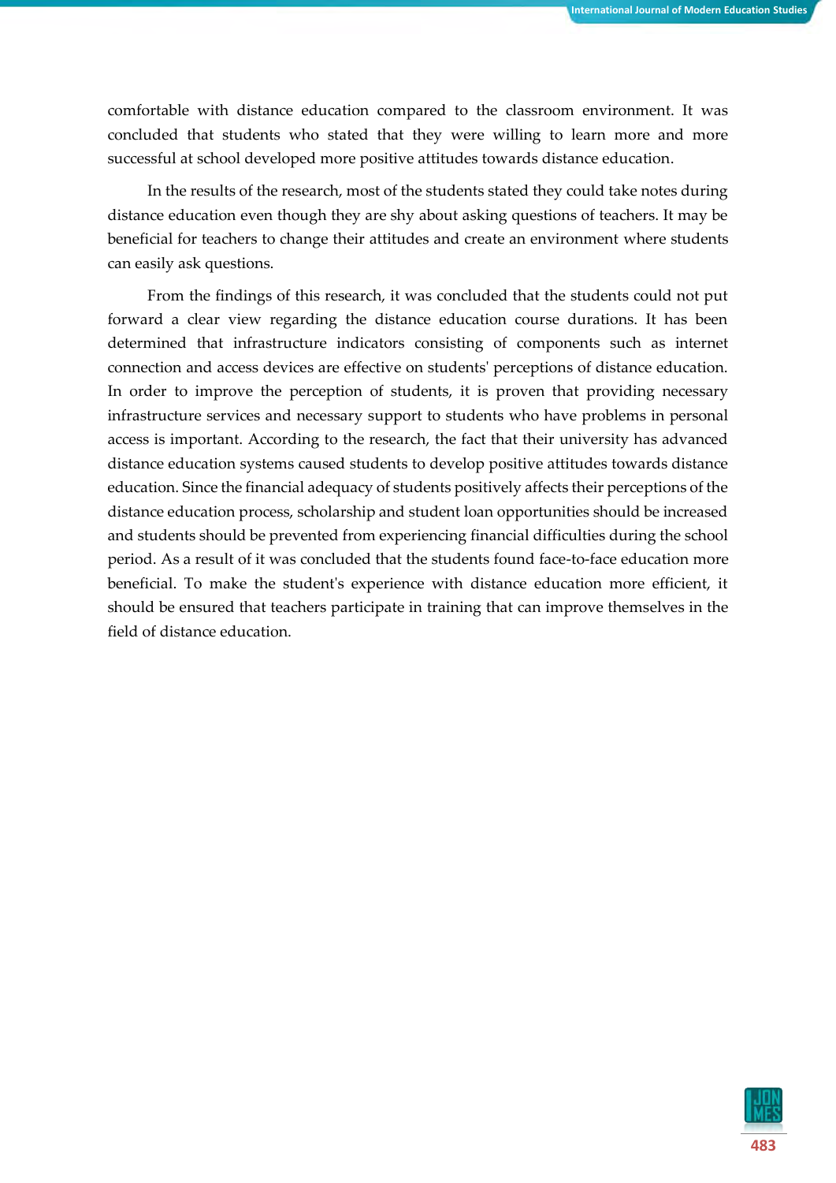comfortable with distance education compared to the classroom environment. It was concluded that students who stated that they were willing to learn more and more successful at school developed more positive attitudes towards distance education.

In the results of the research, most of the students stated they could take notes during distance education even though they are shy about asking questions of teachers. It may be beneficial for teachers to change their attitudes and create an environment where students can easily ask questions.

From the findings of this research, it was concluded that the students could not put forward a clear view regarding the distance education course durations. It has been determined that infrastructure indicators consisting of components such as internet connection and access devices are effective on students' perceptions of distance education. In order to improve the perception of students, it is proven that providing necessary infrastructure services and necessary support to students who have problems in personal access is important. According to the research, the fact that their university has advanced distance education systems caused students to develop positive attitudes towards distance education. Since the financial adequacy of students positively affects their perceptions of the distance education process, scholarship and student loan opportunities should be increased and students should be prevented from experiencing financial difficulties during the school period. As a result of it was concluded that the students found face-to-face education more beneficial. To make the student's experience with distance education more efficient, it should be ensured that teachers participate in training that can improve themselves in the field of distance education.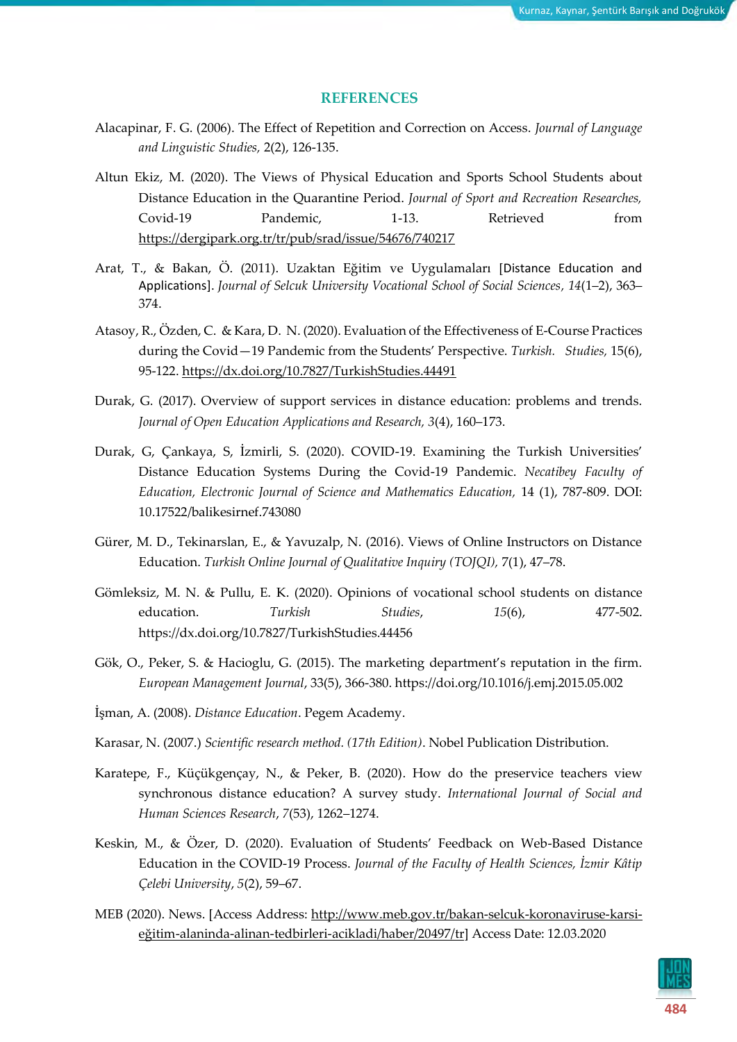## REFERENCES

Alacapinar, F. G. (2006). The Effect of Repetition and Correction on Access. *Journal of Language and Linguistic Studies,* 2(2), 126-135.

Altun Ekiz, M. (2020). The Views of Physical Education and Sports School Students about Distance Education in the Quarantine Period. *Journal of Sport and Recreation Researches,* Covid-19 Pandemic, 1-13. Retrieved from https://dergipark.org.tr/tr/pub/srad/issue/54676/740217

Arat, T., & Bakan, Ö. (2011). Uzaktan Eğitim ve Uygulamaları [Distance Education and Applications]. *Journal of Selcuk University Vocational School of Social Sciences*, *14*(1–2), 363–374.

Atasoy, R., Özden, C. & Kara, D. N. (2020). Evaluation of the Effectiveness of E-Course Practices during the Covid—19 Pandemic from the Students' Perspective. *Turkish. Studies,* 15(6), 95-122. https://dx.doi.org/10.7827/TurkishStudies.44491

Durak, G. (2017). Overview of support services in distance education: problems and trends. *Journal of Open Education Applications and Research, 3*(4), 160–173.

Durak, G, Çankaya, S, İzmirli, S. (2020). COVID-19. Examining the Turkish Universities' Distance Education Systems During the Covid-19 Pandemic. *Necatibey Faculty of Education, Electronic Journal of Science and Mathematics Education,* 14 (1), 787-809. DOI: 10.17522/balikesirnef.743080

Gürer, M. D., Tekinarslan, E., & Yavuzalp, N. (2016). Views of Online Instructors on Distance Education. *Turkish Online Journal of Qualitative Inquiry (TOJQI),* 7(1), 47–78.

Gömleksiz, M. N. & Pullu, E. K. (2020). Opinions of vocational school students on distance education. *Turkish Studies*, *15*(6), 477-502. https://dx.doi.org/10.7827/TurkishStudies.44456

Gök, O., Peker, S. & Hacioglu, G. (2015). The marketing department's reputation in the firm. *European Management Journal*, 33(5), 366-380. https://doi.org/10.1016/j.emj.2015.05.002

İşman, A. (2008). *Distance Education*. Pegem Academy.

Karasar, N. (2007.) *Scientific research method. (17th Edition)*. Nobel Publication Distribution.

Karatepe, F., Küçükgençay, N., & Peker, B. (2020). How do the preservice teachers view synchronous distance education? A survey study. *International Journal of Social and Human Sciences Research*, *7*(53), 1262–1274.

Keskin, M., & Özer, D. (2020). Evaluation of Students' Feedback on Web-Based Distance Education in the COVID-19 Process. *Journal of the Faculty of Health Sciences, İzmir Kâtip Çelebi University*, *5*(2), 59–67.

MEB (2020). News. [Access Address: http://www.meb.gov.tr/bakan-selcuk-koronaviruse-karsi-eğitim-alaninda-alinan-tedbirleri-acikladi/haber/20497/tr] Access Date: 12.03.2020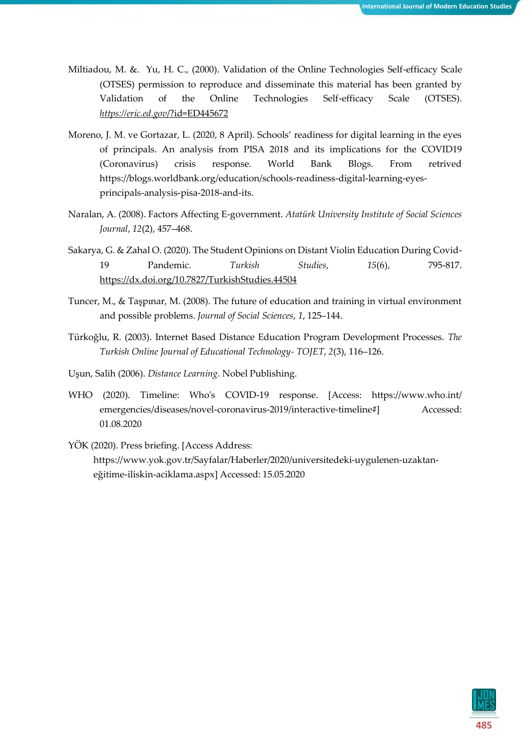Miltiadou, M. &. Yu, H. C., (2000). Validation of the Online Technologies Self-efficacy Scale (OTSES) permission to reproduce and disseminate this material has been granted by Validation of the Online Technologies Self-efficacy Scale (OTSES). https://eric.ed.gov/?id=ED445672

Moreno, J. M. ve Gortazar, L. (2020, 8 April). Schools' readiness for digital learning in the eyes of principals. An analysis from PISA 2018 and its implications for the COVID19 (Coronavirus) crisis response. World Bank Blogs. From retrived https://blogs.worldbank.org/education/schools-readiness-digital-learning-eyes-principals-analysis-pisa-2018-and-its.

Naralan, A. (2008). Factors Affecting E-government. *Atatürk University Institute of Social Sciences Journal*, *12*(2), 457–468.

Sakarya, G. & Zahal O. (2020). The Student Opinions on Distant Violin Education During Covid-19 Pandemic. *Turkish Studies*, *15*(6), 795-817. https://dx.doi.org/10.7827/TurkishStudies.44504

Tuncer, M., & Taşpınar, M. (2008). The future of education and training in virtual environment and possible problems. *Journal of Social Sciences*, *1*, 125–144.

Türkoğlu, R. (2003). Internet Based Distance Education Program Development Processes. *The Turkish Online Journal of Educational Technology- TOJET*, *2*(3), 116–126.

Uşun, Salih (2006). *Distance Learning*. Nobel Publishing.

WHO (2020). Timeline: Who's COVID-19 response. [Access: https://www.who.int/emergencies/diseases/novel-coronavirus-2019/interactive-timeline#] Accessed: 01.08.2020

YÖK (2020). Press briefing. [Access Address: https://www.yok.gov.tr/Sayfalar/Haberler/2020/universitedeki-uygulenen-uzaktan-eğitime-iliskin-aciklama.aspx] Accessed: 15.05.2020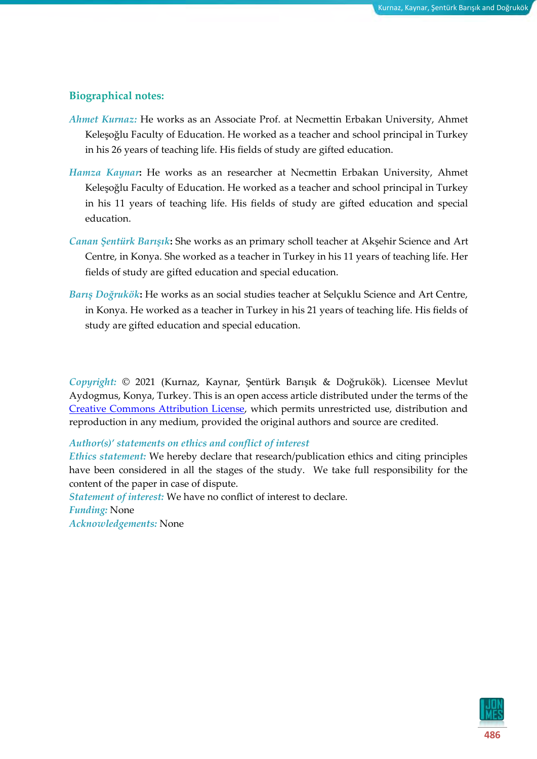## Biographical notes:

*Ahmet Kurnaz:* He works as an Associate Prof. at Necmettin Erbakan University, Ahmet Keleşoğlu Faculty of Education. He worked as a teacher and school principal in Turkey in his 26 years of teaching life. His fields of study are gifted education.

*Hamza Kaynar*: He works as an researcher at Necmettin Erbakan University, Ahmet Keleşoğlu Faculty of Education. He worked as a teacher and school principal in Turkey in his 11 years of teaching life. His fields of study are gifted education and special education.

*Canan Şentürk Barışık*: She works as an primary scholl teacher at Akşehir Science and Art Centre, in Konya. She worked as a teacher in Turkey in his 11 years of teaching life. Her fields of study are gifted education and special education.

*Barış Doğrukök*: He works as an social studies teacher at Selçuklu Science and Art Centre, in Konya. He worked as a teacher in Turkey in his 21 years of teaching life. His fields of study are gifted education and special education.

*Copyright:* © 2021 (Kurnaz, Kaynar, Şentürk Barışık & Doğrukök). Licensee Mevlut Aydogmus, Konya, Turkey. This is an open access article distributed under the terms of the Creative Commons Attribution License, which permits unrestricted use, distribution and reproduction in any medium, provided the original authors and source are credited.

*Author(s)' statements on ethics and conflict of interest*
*Ethics statement:* We hereby declare that research/publication ethics and citing principles have been considered in all the stages of the study. We take full responsibility for the content of the paper in case of dispute.
*Statement of interest:* We have no conflict of interest to declare.
*Funding:* None
*Acknowledgements:* None